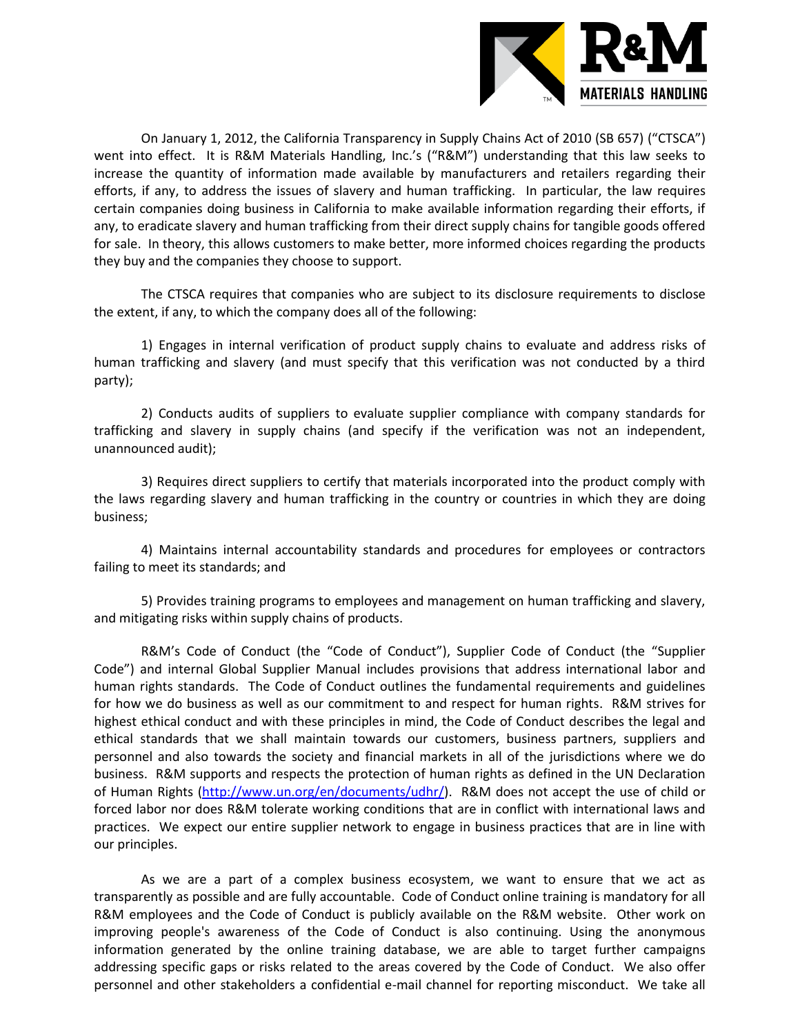On January 1, 2012, the California Transparency in Supply Chains Act of 2010 (SB 657) ("CTSCA") went into effect. It is R&M Materials Handling, Inc.'s ("R&M") understanding that this law seeks to increase the quantity of information made available by manufacturers and retailers regarding their efforts, if any, to address the issues of slavery and human trafficking. In particular, the law requires certain companies doing business in California to make available information regarding their efforts, if any, to eradicate slavery and human trafficking from their direct supply chains for tangible goods offered for sale. In theory, this allows customers to make better, more informed choices regarding the products they buy and the companies they choose to support.

The CTSCA requires that companies who are subject to its disclosure requirements to disclose the extent, if any, to which the company does all of the following:

1) Engages in internal verification of product supply chains to evaluate and address risks of human trafficking and slavery (and must specify that this verification was not conducted by a third party);

2) Conducts audits of suppliers to evaluate supplier compliance with company standards for trafficking and slavery in supply chains (and specify if the verification was not an independent, unannounced audit);

3) Requires direct suppliers to certify that materials incorporated into the product comply with the laws regarding slavery and human trafficking in the country or countries in which they are doing business;

4) Maintains internal accountability standards and procedures for employees or contractors failing to meet its standards; and

5) Provides training programs to employees and management on human trafficking and slavery, and mitigating risks within supply chains of products.

R&M's Code of Conduct (the "Code of Conduct"), Supplier Code of Conduct (the "Supplier Code") and internal Global Supplier Manual includes provisions that address international labor and human rights standards. The Code of Conduct outlines the fundamental requirements and guidelines for how we do business as well as our commitment to and respect for human rights. R&M strives for highest ethical conduct and with these principles in mind, the Code of Conduct describes the legal and ethical standards that we shall maintain towards our customers, business partners, suppliers and personnel and also towards the society and financial markets in all of the jurisdictions where we do business. R&M supports and respects the protection of human rights as defined in the UN Declaration of Human Rights (http://www.un.org/en/documents/udhr/). R&M does not accept the use of child or forced labor nor does R&M tolerate working conditions that are in conflict with international laws and practices. We expect our entire supplier network to engage in business practices that are in line with our principles.

As we are a part of a complex business ecosystem, we want to ensure that we act as transparently as possible and are fully accountable. Code of Conduct online training is mandatory for all R&M employees and the Code of Conduct is publicly available on the R&M website. Other work on improving people's awareness of the Code of Conduct is also continuing. Using the anonymous information generated by the online training database, we are able to target further campaigns addressing specific gaps or risks related to the areas covered by the Code of Conduct. We also offer personnel and other stakeholders a confidential e-mail channel for reporting misconduct. We take all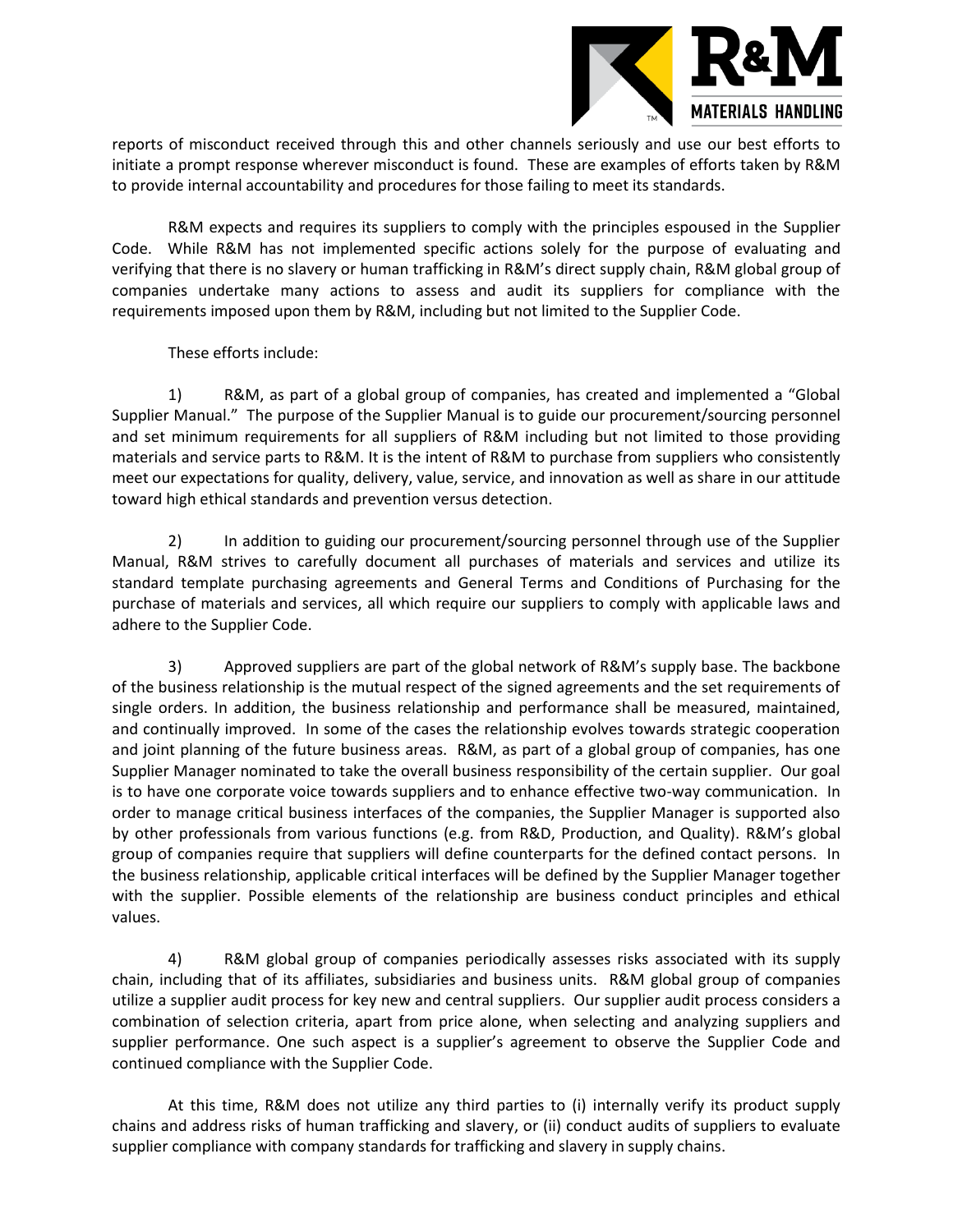reports of misconduct received through this and other channels seriously and use our best efforts to initiate a prompt response wherever misconduct is found. These are examples of efforts taken by R&M to provide internal accountability and procedures for those failing to meet its standards.

R&M expects and requires its suppliers to comply with the principles espoused in the Supplier Code. While R&M has not implemented specific actions solely for the purpose of evaluating and verifying that there is no slavery or human trafficking in R&M's direct supply chain, R&M global group of companies undertake many actions to assess and audit its suppliers for compliance with the requirements imposed upon them by R&M, including but not limited to the Supplier Code.

These efforts include:

1) R&M, as part of a global group of companies, has created and implemented a "Global Supplier Manual." The purpose of the Supplier Manual is to guide our procurement/sourcing personnel and set minimum requirements for all suppliers of R&M including but not limited to those providing materials and service parts to R&M. It is the intent of R&M to purchase from suppliers who consistently meet our expectations for quality, delivery, value, service, and innovation as well as share in our attitude toward high ethical standards and prevention versus detection.

2) In addition to guiding our procurement/sourcing personnel through use of the Supplier Manual, R&M strives to carefully document all purchases of materials and services and utilize its standard template purchasing agreements and General Terms and Conditions of Purchasing for the purchase of materials and services, all which require our suppliers to comply with applicable laws and adhere to the Supplier Code.

3) Approved suppliers are part of the global network of R&M's supply base. The backbone of the business relationship is the mutual respect of the signed agreements and the set requirements of single orders. In addition, the business relationship and performance shall be measured, maintained, and continually improved. In some of the cases the relationship evolves towards strategic cooperation and joint planning of the future business areas. R&M, as part of a global group of companies, has one Supplier Manager nominated to take the overall business responsibility of the certain supplier. Our goal is to have one corporate voice towards suppliers and to enhance effective two-way communication. In order to manage critical business interfaces of the companies, the Supplier Manager is supported also by other professionals from various functions (e.g. from R&D, Production, and Quality). R&M's global group of companies require that suppliers will define counterparts for the defined contact persons. In the business relationship, applicable critical interfaces will be defined by the Supplier Manager together with the supplier. Possible elements of the relationship are business conduct principles and ethical values.

4) R&M global group of companies periodically assesses risks associated with its supply chain, including that of its affiliates, subsidiaries and business units. R&M global group of companies utilize a supplier audit process for key new and central suppliers. Our supplier audit process considers a combination of selection criteria, apart from price alone, when selecting and analyzing suppliers and supplier performance. One such aspect is a supplier's agreement to observe the Supplier Code and continued compliance with the Supplier Code.

At this time, R&M does not utilize any third parties to (i) internally verify its product supply chains and address risks of human trafficking and slavery, or (ii) conduct audits of suppliers to evaluate supplier compliance with company standards for trafficking and slavery in supply chains.